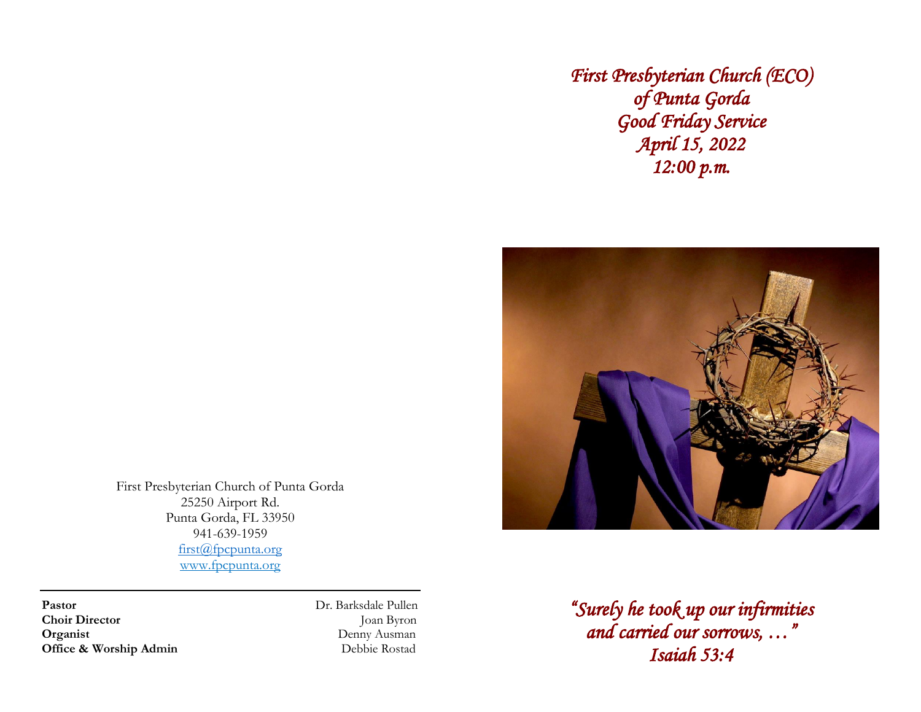First Presbyterian Church of Punta Gorda
25250 Airport Rd.
Punta Gorda, FL 33950
941-639-1959
[first@fpcpunta.org](mailto:first@fpcpunta.org)
[www.fpcpunta.org](http://www.fpcpunta.org)

---

| | |
|---|---|
| **Pastor** | Dr. Barksdale Pullen |
| **Choir Director** | Joan Byron |
| **Organist** | Denny Ausman |
| **Office & Worship Admin** | Debbie Rostad |

# *First Presbyterian Church (ECO)*
# *of Punta Gorda*
# *Good Friday Service*
# *April 15, 2022*
# *12:00 p.m.*

*"Surely he took up our infirmities*
*and carried our sorrows, …"*
*Isaiah 53:4*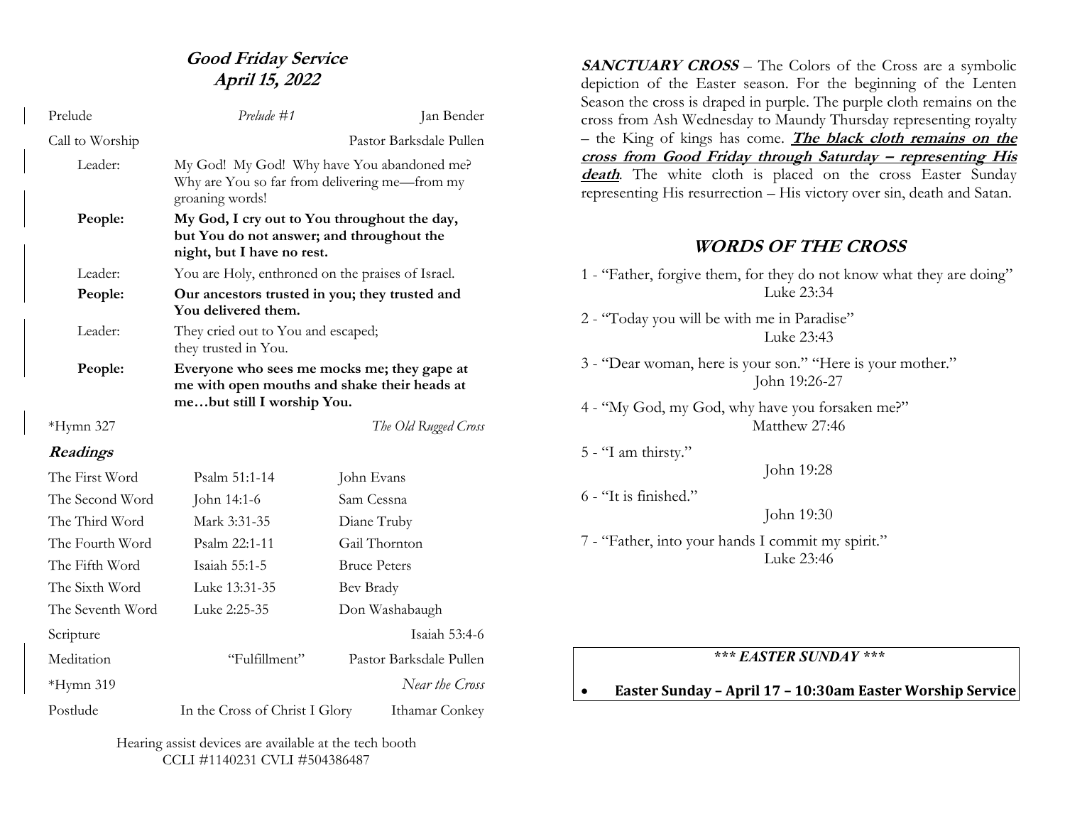## ***Good Friday Service***
## ***April 15, 2022***

| | | |
|---|---|---|
| Prelude | *Prelude #1* | Jan Bender |
| Call to Worship | | Pastor Barksdale Pullen |

Leader: My God! My God! Why have You abandoned me? Why are You so far from delivering me—from my groaning words!

**People: My God, I cry out to You throughout the day, but You do not answer; and throughout the night, but I have no rest.**

Leader: You are Holy, enthroned on the praises of Israel.

**People: Our ancestors trusted in you; they trusted and You delivered them.**

Leader: They cried out to You and escaped; they trusted in You.

**People: Everyone who sees me mocks me; they gape at me with open mouths and shake their heads at me…but still I worship You.**

*Hymn 327 — *The Old Rugged Cross*

### ***Readings***

| | | |
|---|---|---|
| The First Word | Psalm 51:1-14 | John Evans |
| The Second Word | John 14:1-6 | Sam Cessna |
| The Third Word | Mark 3:31-35 | Diane Truby |
| The Fourth Word | Psalm 22:1-11 | Gail Thornton |
| The Fifth Word | Isaiah 55:1-5 | Bruce Peters |
| The Sixth Word | Luke 13:31-35 | Bev Brady |
| The Seventh Word | Luke 2:25-35 | Don Washabaugh |

| | | |
|---|---|---|
| Scripture | | Isaiah 53:4-6 |
| Meditation | "Fulfillment" | Pastor Barksdale Pullen |
| *Hymn 319 | | *Near the Cross* |
| Postlude | In the Cross of Christ I Glory | Ithamar Conkey |

Hearing assist devices are available at the tech booth
CCLI #1140231 CVLI #504386487

***SANCTUARY CROSS*** – The Colors of the Cross are a symbolic depiction of the Easter season. For the beginning of the Lenten Season the cross is draped in purple. The purple cloth remains on the cross from Ash Wednesday to Maundy Thursday representing royalty – the King of kings has come. ***The black cloth remains on the cross from Good Friday through Saturday – representing His death***. The white cloth is placed on the cross Easter Sunday representing His resurrection – His victory over sin, death and Satan.

## ***WORDS OF THE CROSS***

1 - "Father, forgive them, for they do not know what they are doing"
Luke 23:34

2 - "Today you will be with me in Paradise"
Luke 23:43

3 - "Dear woman, here is your son." "Here is your mother."
John 19:26-27

4 - "My God, my God, why have you forsaken me?"
Matthew 27:46

5 - "I am thirsty."
John 19:28

6 - "It is finished."
John 19:30

7 - "Father, into your hands I commit my spirit."
Luke 23:46

***\*\*\* EASTER SUNDAY \*\*\****

- **Easter Sunday – April 17 – 10:30am Easter Worship Service**